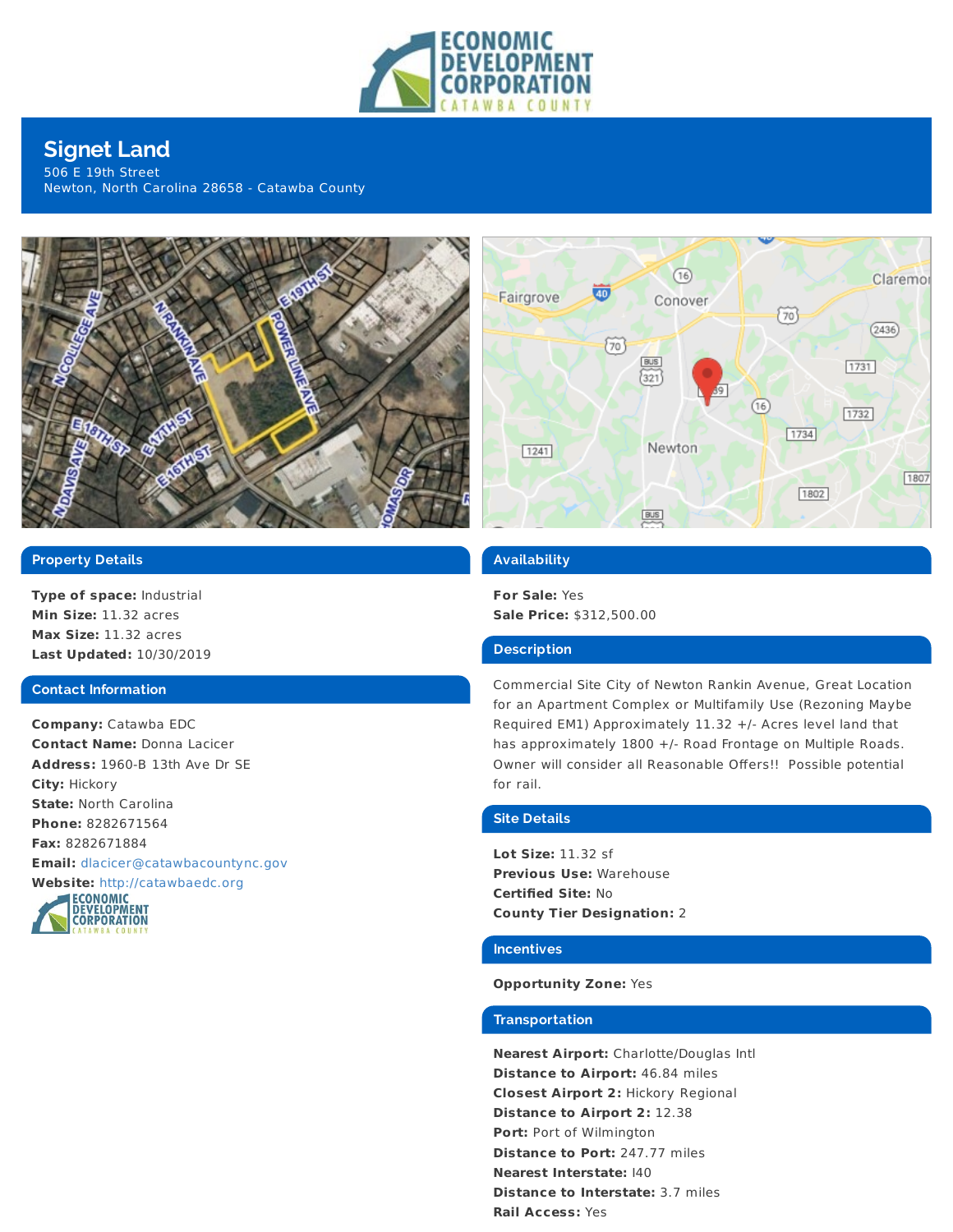# Signet Land

506 E 19th Street
Newton, North Carolina 28658 - Catawba County

## Property Details

**Type of space:** Industrial
**Min Size:** 11.32 acres
**Max Size:** 11.32 acres
**Last Updated:** 10/30/2019

## Contact Information

**Company:** Catawba EDC
**Contact Name:** Donna Lacicer
**Address:** 1960-B 13th Ave Dr SE
**City:** Hickory
**State:** North Carolina
**Phone:** 8282671564
**Fax:** 8282671884
**Email:** dlacicer@catawbacountync.gov
**Website:** http://catawbaedc.org

## Availability

**For Sale:** Yes
**Sale Price:** $312,500.00

## Description

Commercial Site City of Newton Rankin Avenue, Great Location for an Apartment Complex or Multifamily Use (Rezoning Maybe Required EM1) Approximately 11.32 +/- Acres level land that has approximately 1800 +/- Road Frontage on Multiple Roads. Owner will consider all Reasonable Offers!! Possible potential for rail.

## Site Details

**Lot Size:** 11.32 sf
**Previous Use:** Warehouse
**Certified Site:** No
**County Tier Designation:** 2

## Incentives

**Opportunity Zone:** Yes

## Transportation

**Nearest Airport:** Charlotte/Douglas Intl
**Distance to Airport:** 46.84 miles
**Closest Airport 2:** Hickory Regional
**Distance to Airport 2:** 12.38
**Port:** Port of Wilmington
**Distance to Port:** 247.77 miles
**Nearest Interstate:** I40
**Distance to Interstate:** 3.7 miles
**Rail Access:** Yes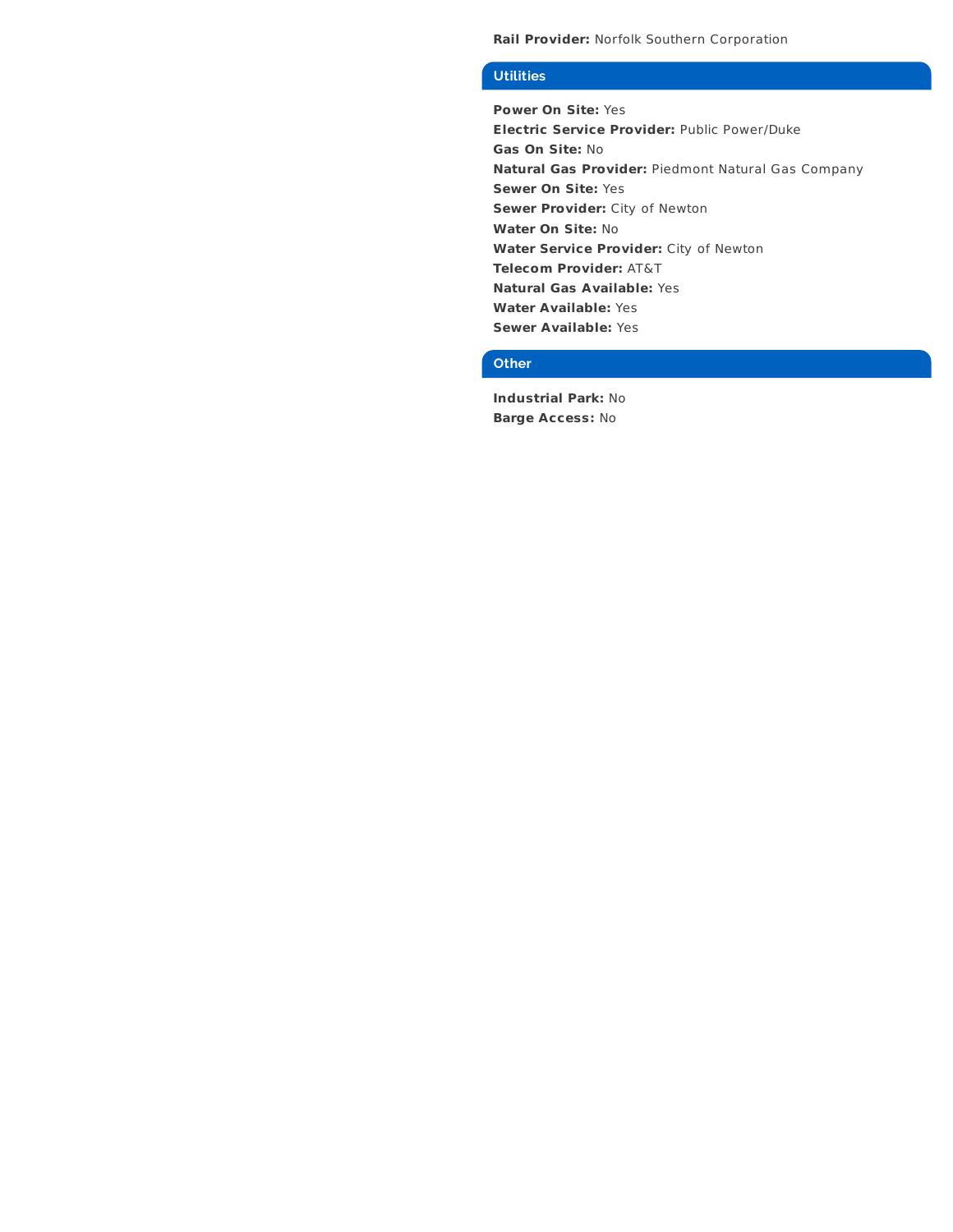**Rail Provider:** Norfolk Southern Corporation

## Utilities

**Power On Site:** Yes
**Electric Service Provider:** Public Power/Duke
**Gas On Site:** No
**Natural Gas Provider:** Piedmont Natural Gas Company
**Sewer On Site:** Yes
**Sewer Provider:** City of Newton
**Water On Site:** No
**Water Service Provider:** City of Newton
**Telecom Provider:** AT&T
**Natural Gas Available:** Yes
**Water Available:** Yes
**Sewer Available:** Yes

## Other

**Industrial Park:** No
**Barge Access:** No